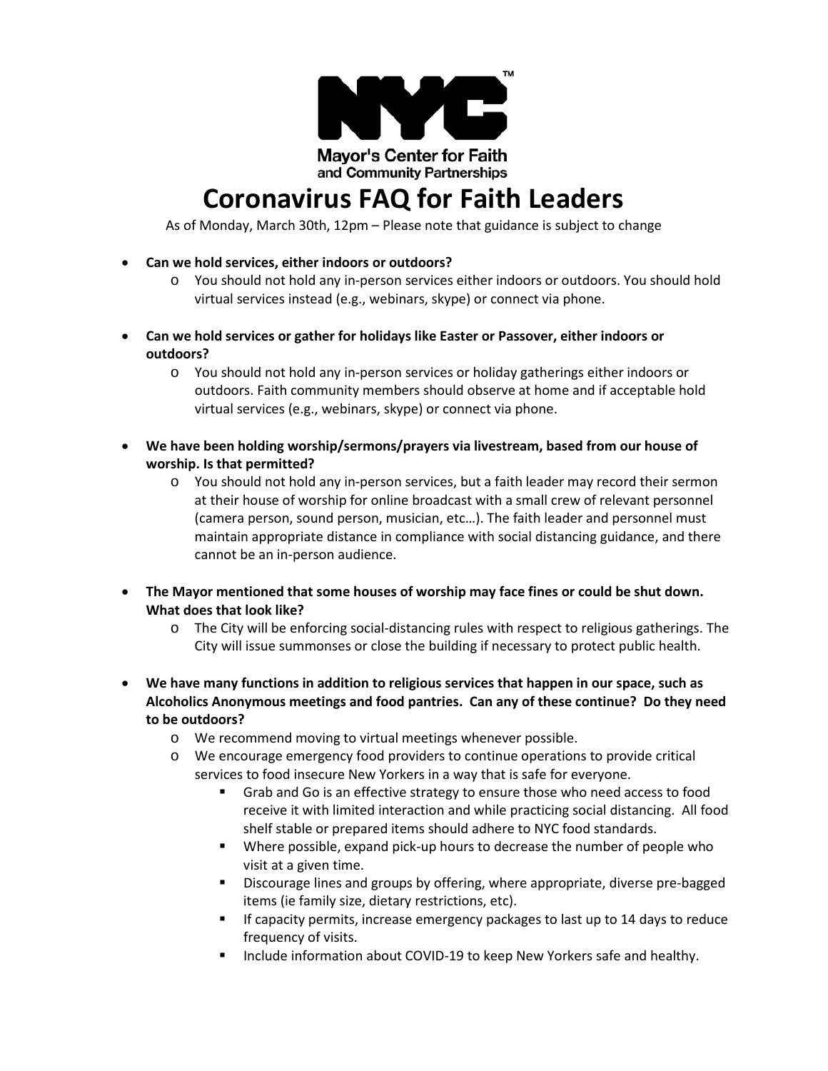Mayor's Center for Faith and Community Partnerships

# Coronavirus FAQ for Faith Leaders

As of Monday, March 30th, 12pm – Please note that guidance is subject to change

- **Can we hold services, either indoors or outdoors?**
  - You should not hold any in-person services either indoors or outdoors. You should hold virtual services instead (e.g., webinars, skype) or connect via phone.
- **Can we hold services or gather for holidays like Easter or Passover, either indoors or outdoors?**
  - You should not hold any in-person services or holiday gatherings either indoors or outdoors. Faith community members should observe at home and if acceptable hold virtual services (e.g., webinars, skype) or connect via phone.
- **We have been holding worship/sermons/prayers via livestream, based from our house of worship. Is that permitted?**
  - You should not hold any in-person services, but a faith leader may record their sermon at their house of worship for online broadcast with a small crew of relevant personnel (camera person, sound person, musician, etc…). The faith leader and personnel must maintain appropriate distance in compliance with social distancing guidance, and there cannot be an in-person audience.
- **The Mayor mentioned that some houses of worship may face fines or could be shut down. What does that look like?**
  - The City will be enforcing social-distancing rules with respect to religious gatherings. The City will issue summonses or close the building if necessary to protect public health.
- **We have many functions in addition to religious services that happen in our space, such as Alcoholics Anonymous meetings and food pantries. Can any of these continue? Do they need to be outdoors?**
  - We recommend moving to virtual meetings whenever possible.
  - We encourage emergency food providers to continue operations to provide critical services to food insecure New Yorkers in a way that is safe for everyone.
    - Grab and Go is an effective strategy to ensure those who need access to food receive it with limited interaction and while practicing social distancing. All food shelf stable or prepared items should adhere to NYC food standards.
    - Where possible, expand pick-up hours to decrease the number of people who visit at a given time.
    - Discourage lines and groups by offering, where appropriate, diverse pre-bagged items (ie family size, dietary restrictions, etc).
    - If capacity permits, increase emergency packages to last up to 14 days to reduce frequency of visits.
    - Include information about COVID-19 to keep New Yorkers safe and healthy.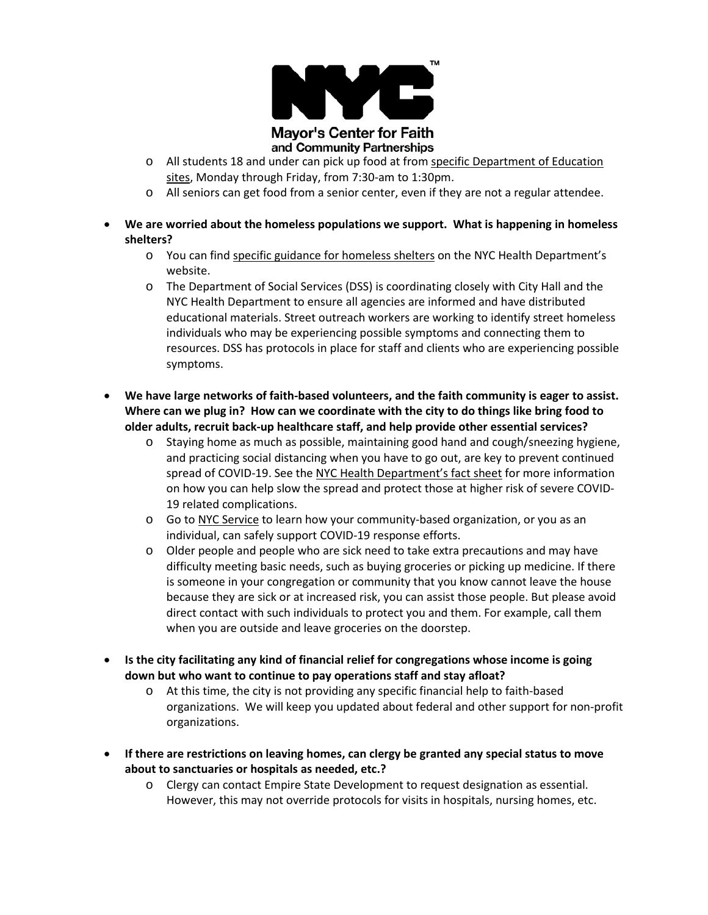- All students 18 and under can pick up food at from specific Department of Education sites, Monday through Friday, from 7:30-am to 1:30pm.
  - All seniors can get food from a senior center, even if they are not a regular attendee.

- **We are worried about the homeless populations we support. What is happening in homeless shelters?**
  - You can find specific guidance for homeless shelters on the NYC Health Department's website.
  - The Department of Social Services (DSS) is coordinating closely with City Hall and the NYC Health Department to ensure all agencies are informed and have distributed educational materials. Street outreach workers are working to identify street homeless individuals who may be experiencing possible symptoms and connecting them to resources. DSS has protocols in place for staff and clients who are experiencing possible symptoms.

- **We have large networks of faith-based volunteers, and the faith community is eager to assist. Where can we plug in? How can we coordinate with the city to do things like bring food to older adults, recruit back-up healthcare staff, and help provide other essential services?**
  - Staying home as much as possible, maintaining good hand and cough/sneezing hygiene, and practicing social distancing when you have to go out, are key to prevent continued spread of COVID-19. See the NYC Health Department's fact sheet for more information on how you can help slow the spread and protect those at higher risk of severe COVID-19 related complications.
  - Go to NYC Service to learn how your community-based organization, or you as an individual, can safely support COVID-19 response efforts.
  - Older people and people who are sick need to take extra precautions and may have difficulty meeting basic needs, such as buying groceries or picking up medicine. If there is someone in your congregation or community that you know cannot leave the house because they are sick or at increased risk, you can assist those people. But please avoid direct contact with such individuals to protect you and them. For example, call them when you are outside and leave groceries on the doorstep.

- **Is the city facilitating any kind of financial relief for congregations whose income is going down but who want to continue to pay operations staff and stay afloat?**
  - At this time, the city is not providing any specific financial help to faith-based organizations. We will keep you updated about federal and other support for non-profit organizations.

- **If there are restrictions on leaving homes, can clergy be granted any special status to move about to sanctuaries or hospitals as needed, etc.?**
  - Clergy can contact Empire State Development to request designation as essential. However, this may not override protocols for visits in hospitals, nursing homes, etc.